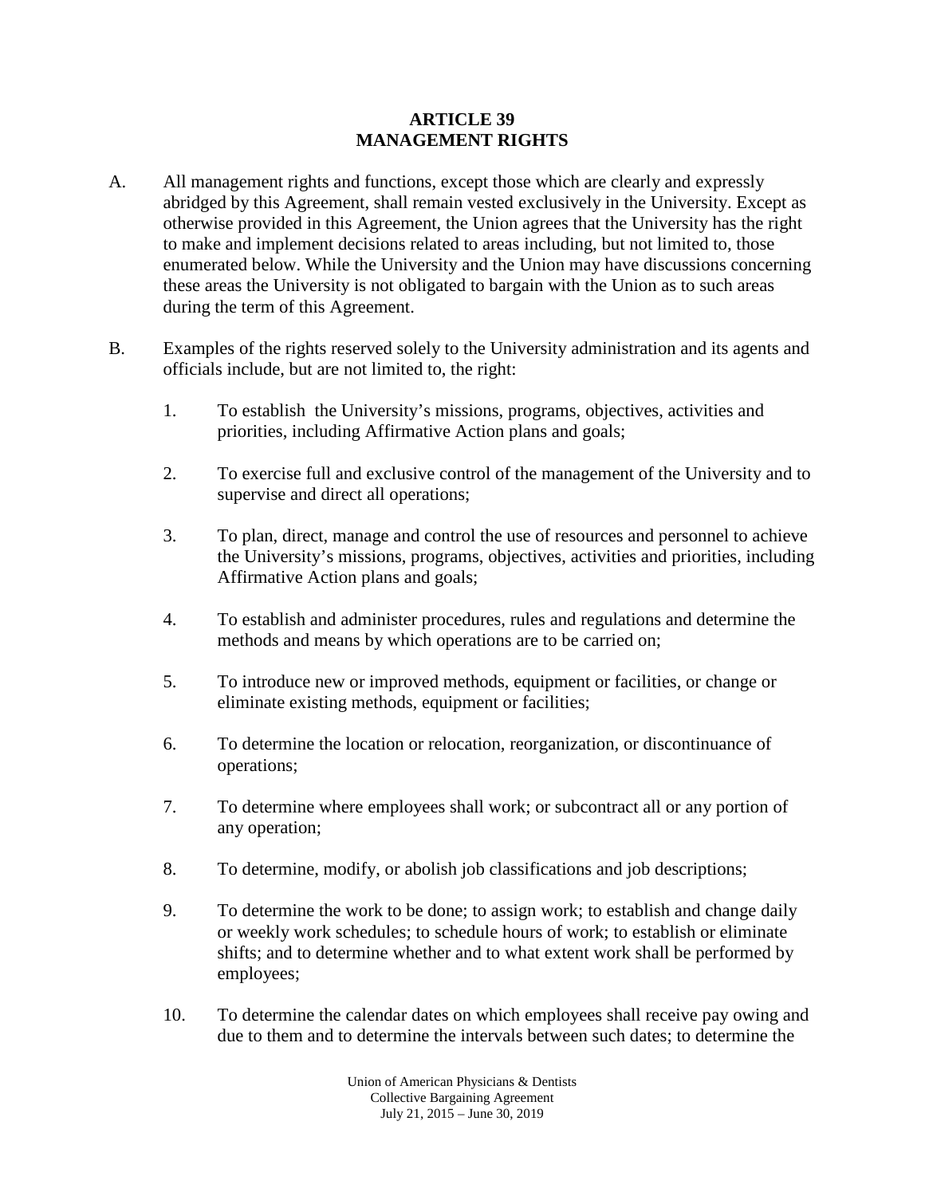# ARTICLE 39
# MANAGEMENT RIGHTS

A. All management rights and functions, except those which are clearly and expressly abridged by this Agreement, shall remain vested exclusively in the University. Except as otherwise provided in this Agreement, the Union agrees that the University has the right to make and implement decisions related to areas including, but not limited to, those enumerated below. While the University and the Union may have discussions concerning these areas the University is not obligated to bargain with the Union as to such areas during the term of this Agreement.

B. Examples of the rights reserved solely to the University administration and its agents and officials include, but are not limited to, the right:

1. To establish the University's missions, programs, objectives, activities and priorities, including Affirmative Action plans and goals;

2. To exercise full and exclusive control of the management of the University and to supervise and direct all operations;

3. To plan, direct, manage and control the use of resources and personnel to achieve the University's missions, programs, objectives, activities and priorities, including Affirmative Action plans and goals;

4. To establish and administer procedures, rules and regulations and determine the methods and means by which operations are to be carried on;

5. To introduce new or improved methods, equipment or facilities, or change or eliminate existing methods, equipment or facilities;

6. To determine the location or relocation, reorganization, or discontinuance of operations;

7. To determine where employees shall work; or subcontract all or any portion of any operation;

8. To determine, modify, or abolish job classifications and job descriptions;

9. To determine the work to be done; to assign work; to establish and change daily or weekly work schedules; to schedule hours of work; to establish or eliminate shifts; and to determine whether and to what extent work shall be performed by employees;

10. To determine the calendar dates on which employees shall receive pay owing and due to them and to determine the intervals between such dates; to determine the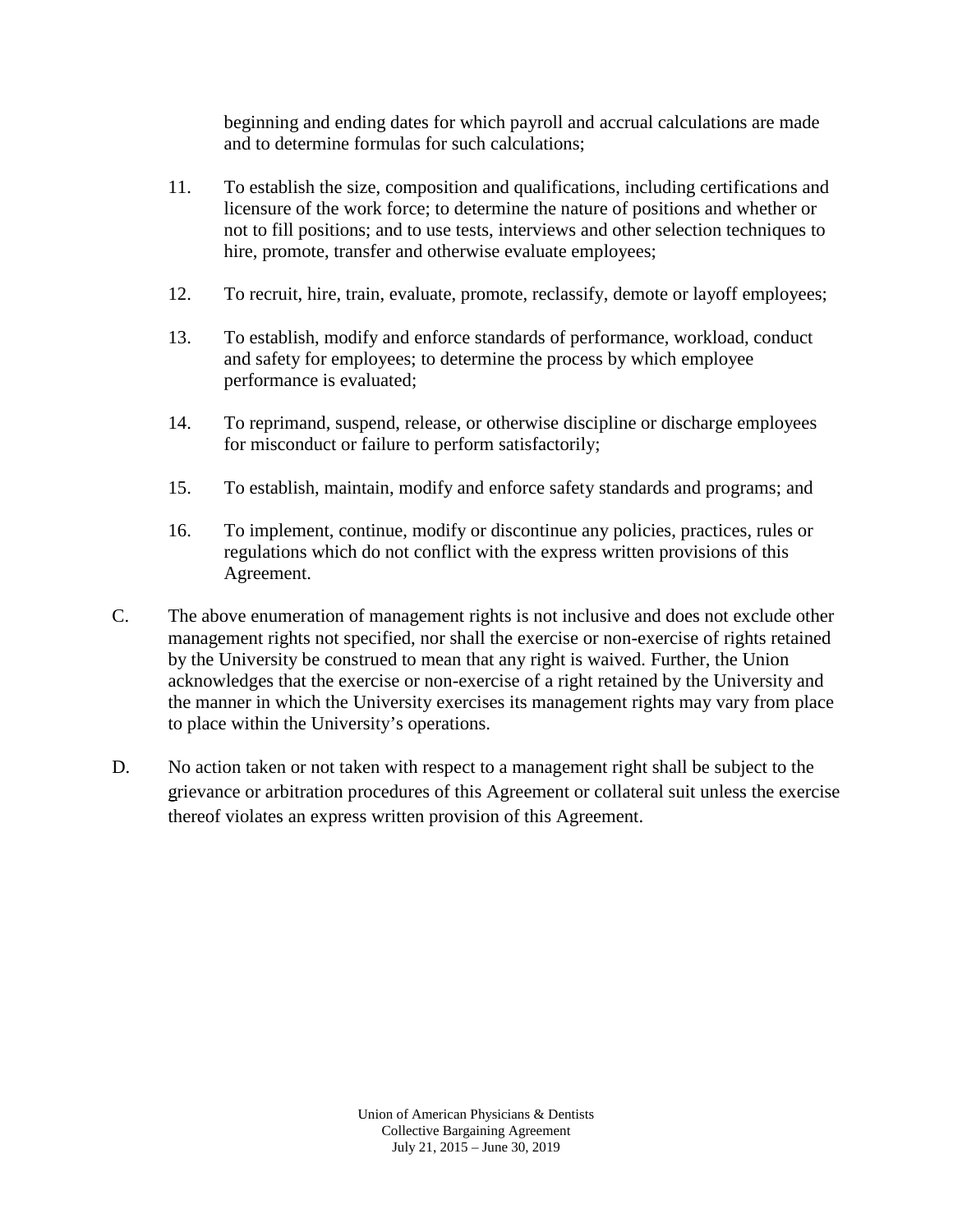beginning and ending dates for which payroll and accrual calculations are made and to determine formulas for such calculations;

11. To establish the size, composition and qualifications, including certifications and licensure of the work force; to determine the nature of positions and whether or not to fill positions; and to use tests, interviews and other selection techniques to hire, promote, transfer and otherwise evaluate employees;

12. To recruit, hire, train, evaluate, promote, reclassify, demote or layoff employees;

13. To establish, modify and enforce standards of performance, workload, conduct and safety for employees; to determine the process by which employee performance is evaluated;

14. To reprimand, suspend, release, or otherwise discipline or discharge employees for misconduct or failure to perform satisfactorily;

15. To establish, maintain, modify and enforce safety standards and programs; and

16. To implement, continue, modify or discontinue any policies, practices, rules or regulations which do not conflict with the express written provisions of this Agreement.

C. The above enumeration of management rights is not inclusive and does not exclude other management rights not specified, nor shall the exercise or non-exercise of rights retained by the University be construed to mean that any right is waived. Further, the Union acknowledges that the exercise or non-exercise of a right retained by the University and the manner in which the University exercises its management rights may vary from place to place within the University's operations.

D. No action taken or not taken with respect to a management right shall be subject to the grievance or arbitration procedures of this Agreement or collateral suit unless the exercise thereof violates an express written provision of this Agreement.